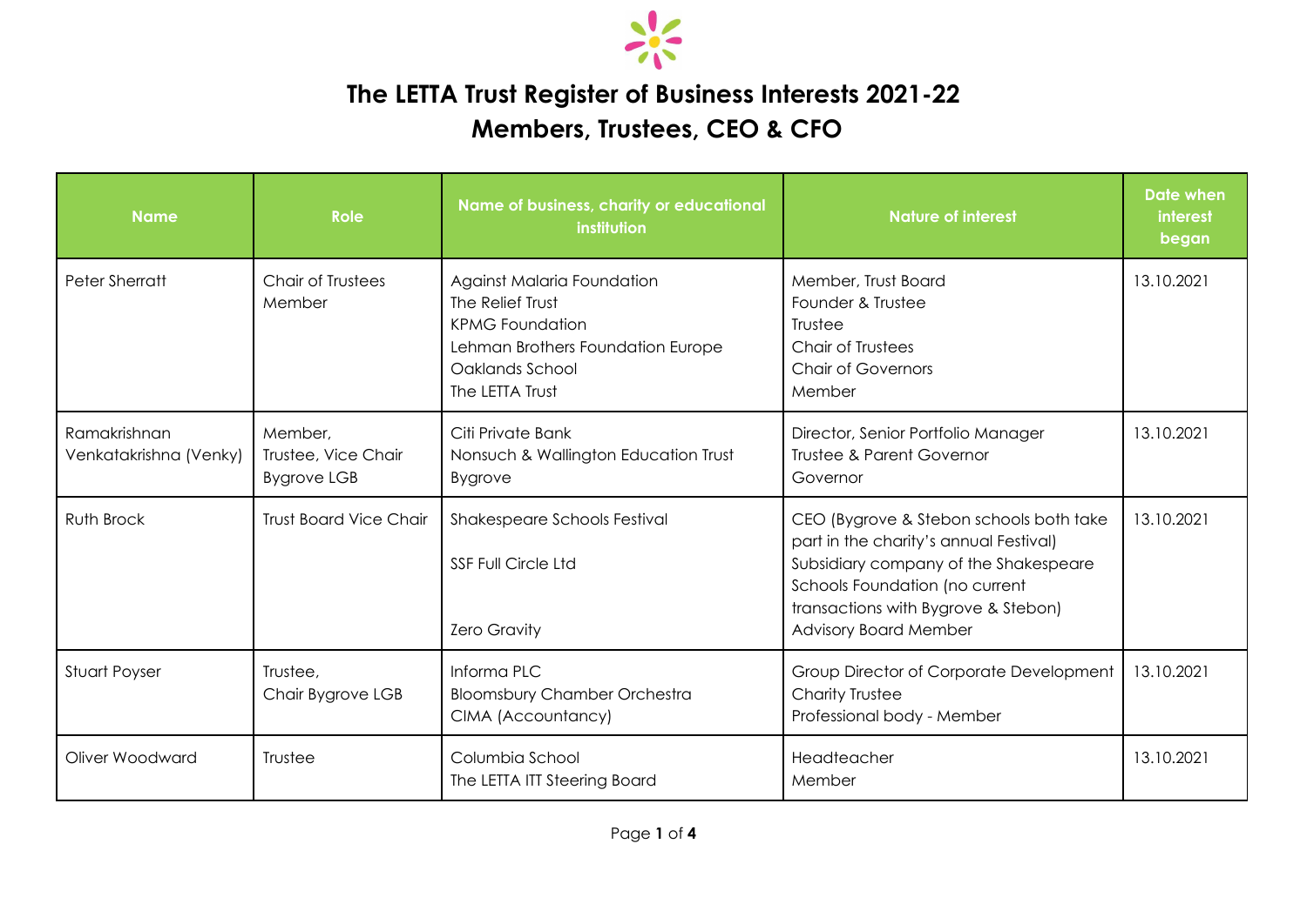# The LETTA Trust Register of Business Interests 2021-22
## Members, Trustees, CEO & CFO

| Name | Role | Name of business, charity or educational institution | Nature of interest | Date when interest began |
|---|---|---|---|---|
| Peter Sherratt | Chair of Trustees<br>Member | Against Malaria Foundation<br>The Relief Trust<br>KPMG Foundation<br>Lehman Brothers Foundation Europe<br>Oaklands School<br>The LETTA Trust | Member, Trust Board<br>Founder & Trustee<br>Trustee<br>Chair of Trustees<br>Chair of Governors<br>Member | 13.10.2021 |
| Ramakrishnan Venkatakrishna (Venky) | Member,<br>Trustee, Vice Chair<br>Bygrove LGB | Citi Private Bank<br>Nonsuch & Wallington Education Trust<br>Bygrove | Director, Senior Portfolio Manager<br>Trustee & Parent Governor<br>Governor | 13.10.2021 |
| Ruth Brock | Trust Board Vice Chair | Shakespeare Schools Festival<br><br>SSF Full Circle Ltd<br><br>Zero Gravity | CEO (Bygrove & Stebon schools both take part in the charity's annual Festival)<br>Subsidiary company of the Shakespeare Schools Foundation (no current transactions with Bygrove & Stebon)<br>Advisory Board Member | 13.10.2021 |
| Stuart Poyser | Trustee,<br>Chair Bygrove LGB | Informa PLC<br>Bloomsbury Chamber Orchestra<br>CIMA (Accountancy) | Group Director of Corporate Development<br>Charity Trustee<br>Professional body - Member | 13.10.2021 |
| Oliver Woodward | Trustee | Columbia School<br>The LETTA ITT Steering Board | Headteacher<br>Member | 13.10.2021 |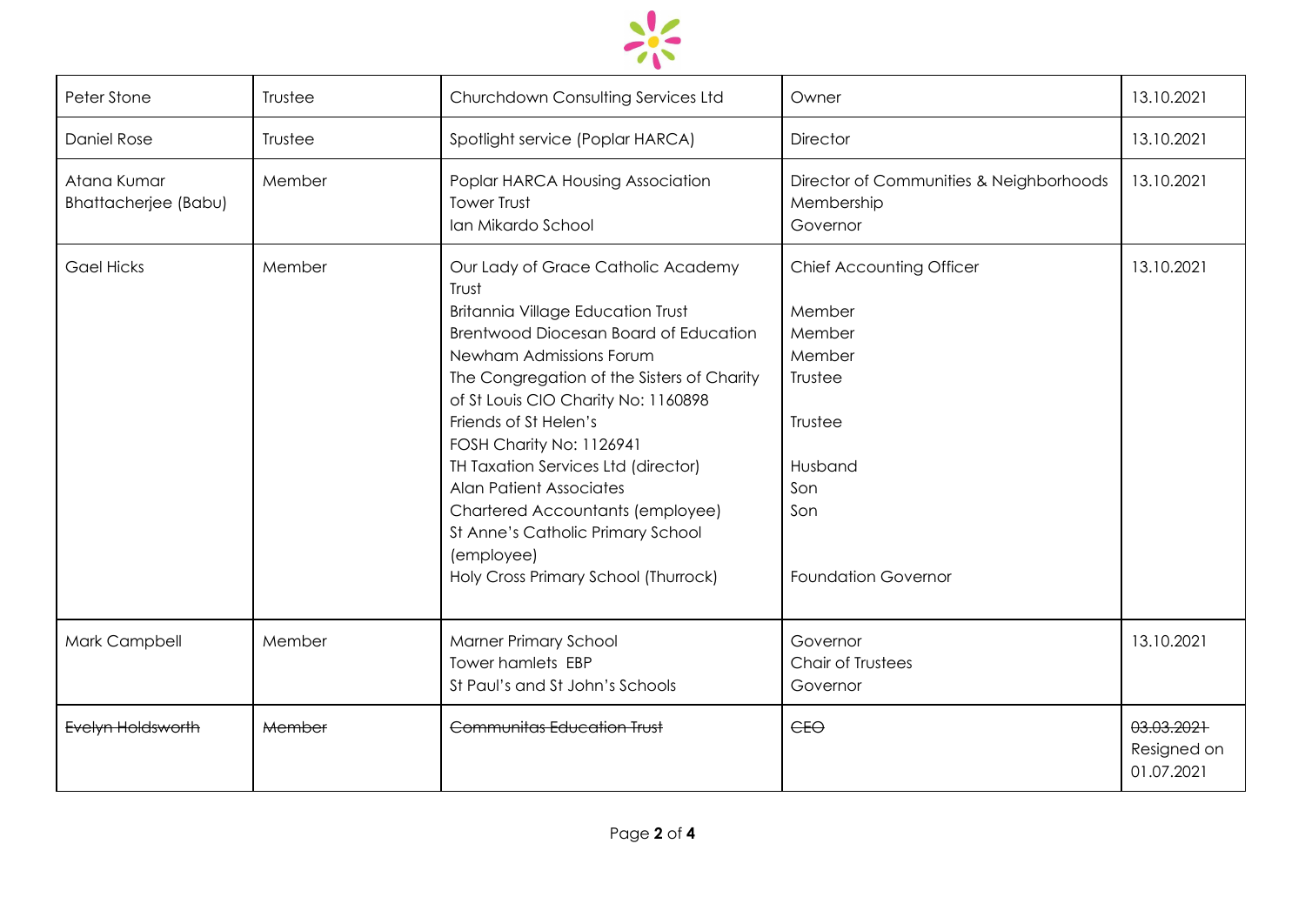| Peter Stone | Trustee | Churchdown Consulting Services Ltd | Owner | 13.10.2021 |
|---|---|---|---|---|
| Daniel Rose | Trustee | Spotlight service (Poplar HARCA) | Director | 13.10.2021 |
| Atana Kumar Bhattacherjee (Babu) | Member | Poplar HARCA Housing Association<br>Tower Trust<br>Ian Mikardo School | Director of Communities & Neighborhoods<br>Membership<br>Governor | 13.10.2021 |
| Gael Hicks | Member | Our Lady of Grace Catholic Academy Trust<br>Britannia Village Education Trust<br>Brentwood Diocesan Board of Education<br>Newham Admissions Forum<br>The Congregation of the Sisters of Charity of St Louis CIO Charity No: 1160898<br>Friends of St Helen's<br>FOSH Charity No: 1126941<br>TH Taxation Services Ltd (director)<br>Alan Patient Associates<br>Chartered Accountants (employee)<br>St Anne's Catholic Primary School (employee)<br>Holy Cross Primary School (Thurrock) | Chief Accounting Officer<br>Member<br>Member<br>Member<br>Trustee<br>Trustee<br>Husband<br>Son<br>Son<br>Foundation Governor | 13.10.2021 |
| Mark Campbell | Member | Marner Primary School<br>Tower hamlets EBP<br>St Paul's and St John's Schools | Governor<br>Chair of Trustees<br>Governor | 13.10.2021 |
| ~~Evelyn Holdsworth~~ | ~~Member~~ | ~~Communitas Education Trust~~ | ~~CEO~~ | ~~03.03.2021~~<br>Resigned on 01.07.2021 |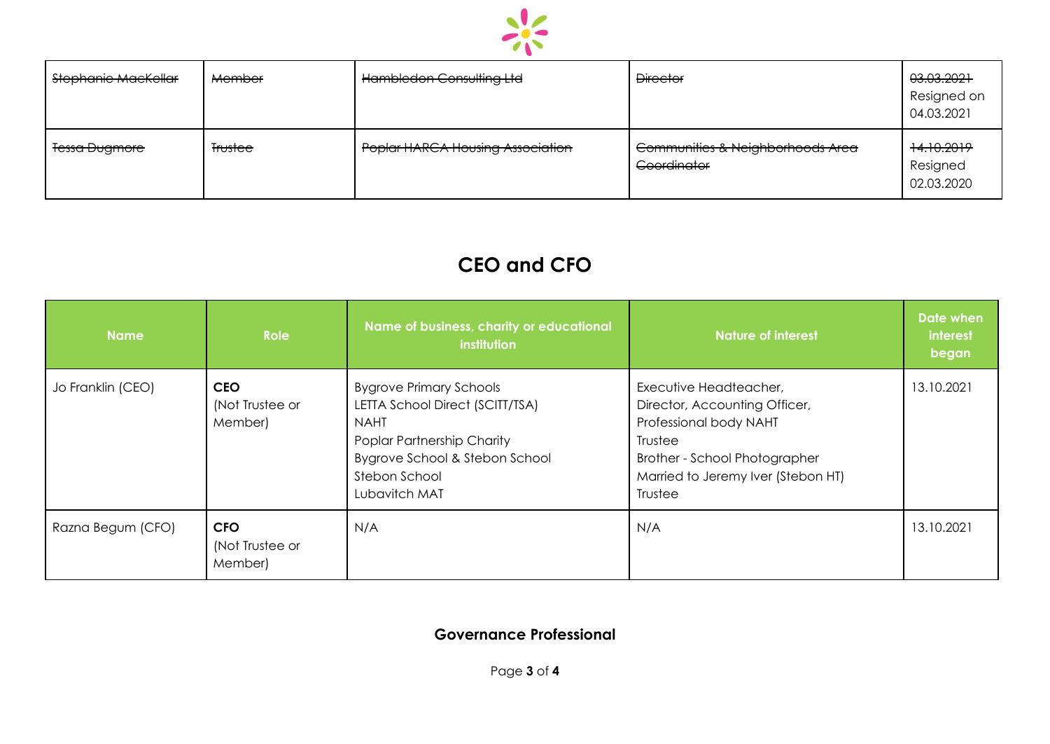| ~~Stephanie MacKellar~~ | ~~Member~~ | ~~Hambledon Consulting Ltd~~ | ~~Director~~ | ~~03.03.2021~~ Resigned on 04.03.2021 |
|---|---|---|---|---|
| ~~Tessa Dugmore~~ | ~~Trustee~~ | ~~Poplar HARCA Housing Association~~ | ~~Communities & Neighborhoods Area Coordinator~~ | ~~14.10.2019~~ Resigned 02.03.2020 |

## CEO and CFO

| Name | Role | Name of business, charity or educational institution | Nature of interest | Date when interest began |
|---|---|---|---|---|
| Jo Franklin (CEO) | **CEO** (Not Trustee or Member) | Bygrove Primary Schools<br>LETTA School Direct (SCITT/TSA)<br>NAHT<br>Poplar Partnership Charity<br>Bygrove School & Stebon School<br>Stebon School<br>Lubavitch MAT | Executive Headteacher,<br>Director, Accounting Officer,<br>Professional body NAHT<br>Trustee<br>Brother - School Photographer<br>Married to Jeremy Iver (Stebon HT)<br>Trustee | 13.10.2021 |
| Razna Begum (CFO) | **CFO** (Not Trustee or Member) | N/A | N/A | 13.10.2021 |

### Governance Professional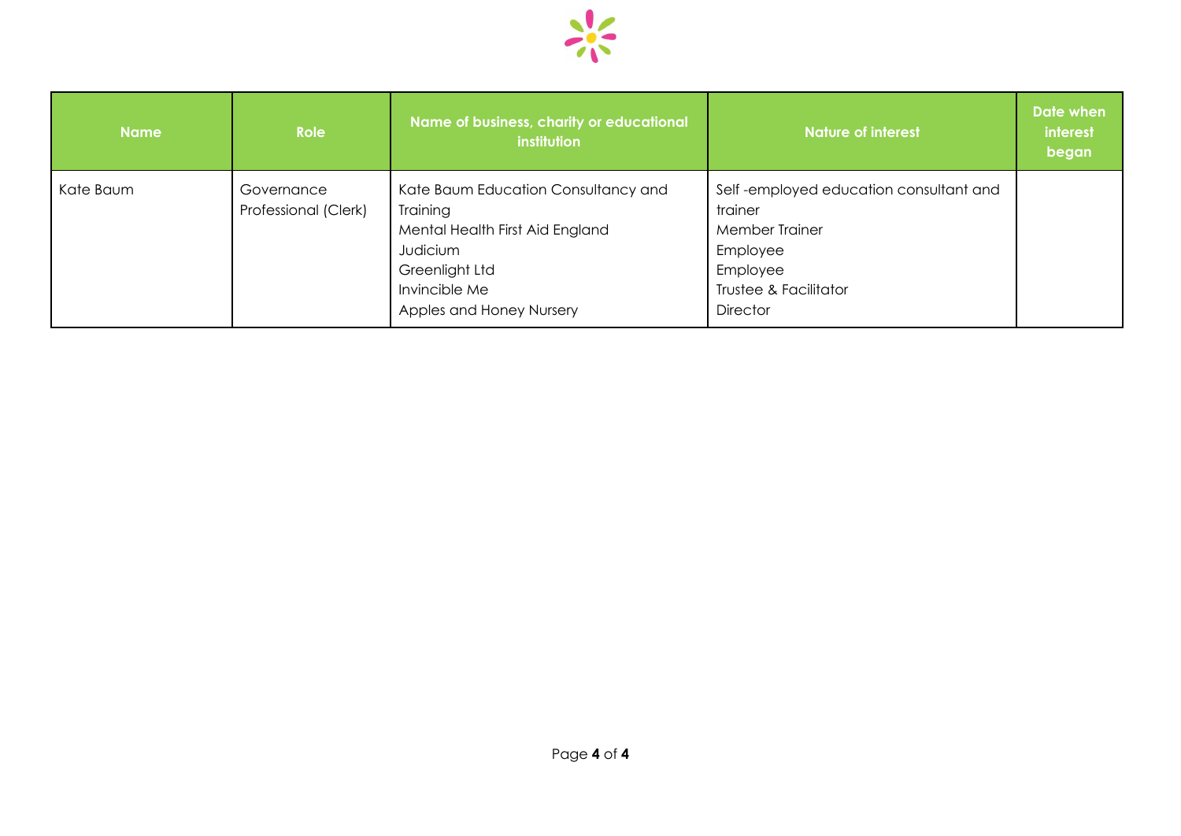| Name | Role | Name of business, charity or educational institution | Nature of interest | Date when interest began |
|---|---|---|---|---|
| Kate Baum | Governance Professional (Clerk) | Kate Baum Education Consultancy and Training<br>Mental Health First Aid England<br>Judicium<br>Greenlight Ltd<br>Invincible Me<br>Apples and Honey Nursery | Self -employed education consultant and trainer<br>Member Trainer<br>Employee<br>Employee<br>Trustee & Facilitator<br>Director | |